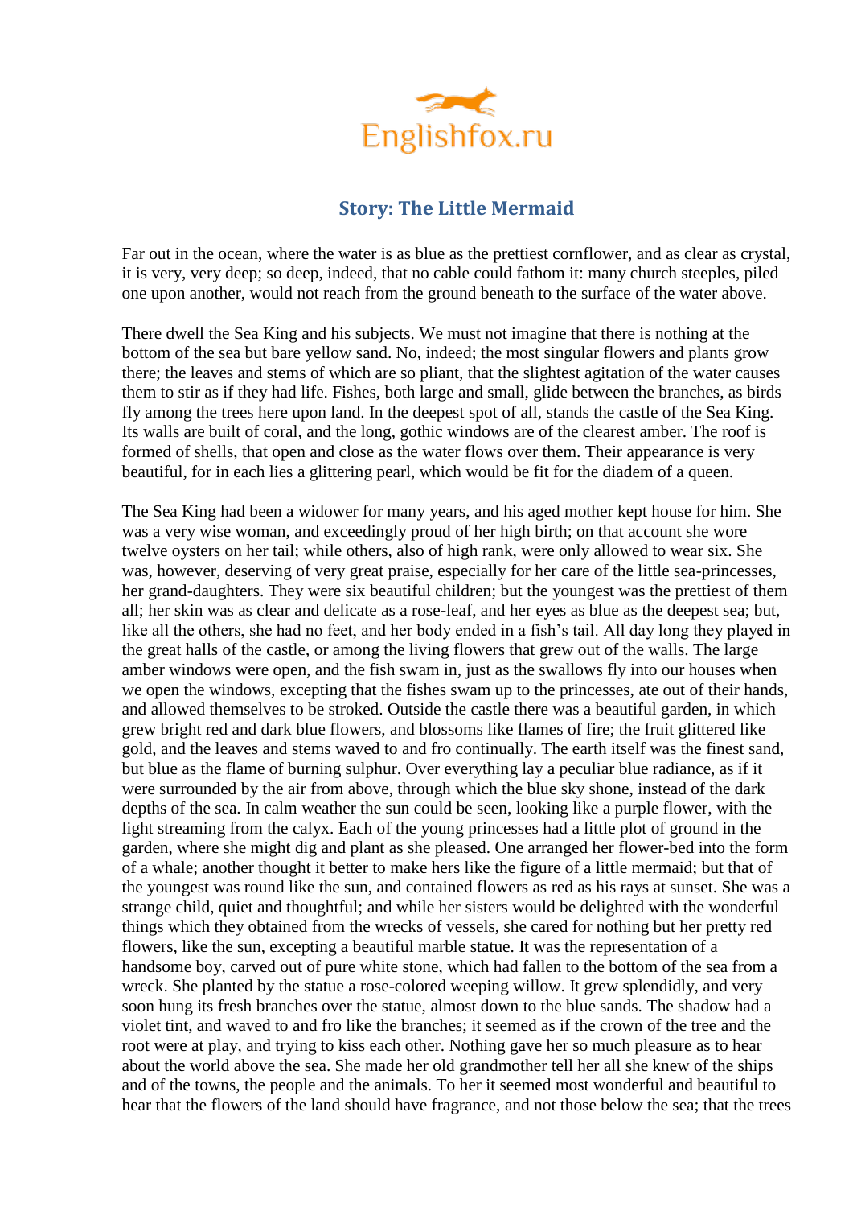# Story: The Little Mermaid

Far out in the ocean, where the water is as blue as the prettiest cornflower, and as clear as crystal, it is very, very deep; so deep, indeed, that no cable could fathom it: many church steeples, piled one upon another, would not reach from the ground beneath to the surface of the water above.

There dwell the Sea King and his subjects. We must not imagine that there is nothing at the bottom of the sea but bare yellow sand. No, indeed; the most singular flowers and plants grow there; the leaves and stems of which are so pliant, that the slightest agitation of the water causes them to stir as if they had life. Fishes, both large and small, glide between the branches, as birds fly among the trees here upon land. In the deepest spot of all, stands the castle of the Sea King. Its walls are built of coral, and the long, gothic windows are of the clearest amber. The roof is formed of shells, that open and close as the water flows over them. Their appearance is very beautiful, for in each lies a glittering pearl, which would be fit for the diadem of a queen.

The Sea King had been a widower for many years, and his aged mother kept house for him. She was a very wise woman, and exceedingly proud of her high birth; on that account she wore twelve oysters on her tail; while others, also of high rank, were only allowed to wear six. She was, however, deserving of very great praise, especially for her care of the little sea-princesses, her grand-daughters. They were six beautiful children; but the youngest was the prettiest of them all; her skin was as clear and delicate as a rose-leaf, and her eyes as blue as the deepest sea; but, like all the others, she had no feet, and her body ended in a fish's tail. All day long they played in the great halls of the castle, or among the living flowers that grew out of the walls. The large amber windows were open, and the fish swam in, just as the swallows fly into our houses when we open the windows, excepting that the fishes swam up to the princesses, ate out of their hands, and allowed themselves to be stroked. Outside the castle there was a beautiful garden, in which grew bright red and dark blue flowers, and blossoms like flames of fire; the fruit glittered like gold, and the leaves and stems waved to and fro continually. The earth itself was the finest sand, but blue as the flame of burning sulphur. Over everything lay a peculiar blue radiance, as if it were surrounded by the air from above, through which the blue sky shone, instead of the dark depths of the sea. In calm weather the sun could be seen, looking like a purple flower, with the light streaming from the calyx. Each of the young princesses had a little plot of ground in the garden, where she might dig and plant as she pleased. One arranged her flower-bed into the form of a whale; another thought it better to make hers like the figure of a little mermaid; but that of the youngest was round like the sun, and contained flowers as red as his rays at sunset. She was a strange child, quiet and thoughtful; and while her sisters would be delighted with the wonderful things which they obtained from the wrecks of vessels, she cared for nothing but her pretty red flowers, like the sun, excepting a beautiful marble statue. It was the representation of a handsome boy, carved out of pure white stone, which had fallen to the bottom of the sea from a wreck. She planted by the statue a rose-colored weeping willow. It grew splendidly, and very soon hung its fresh branches over the statue, almost down to the blue sands. The shadow had a violet tint, and waved to and fro like the branches; it seemed as if the crown of the tree and the root were at play, and trying to kiss each other. Nothing gave her so much pleasure as to hear about the world above the sea. She made her old grandmother tell her all she knew of the ships and of the towns, the people and the animals. To her it seemed most wonderful and beautiful to hear that the flowers of the land should have fragrance, and not those below the sea; that the trees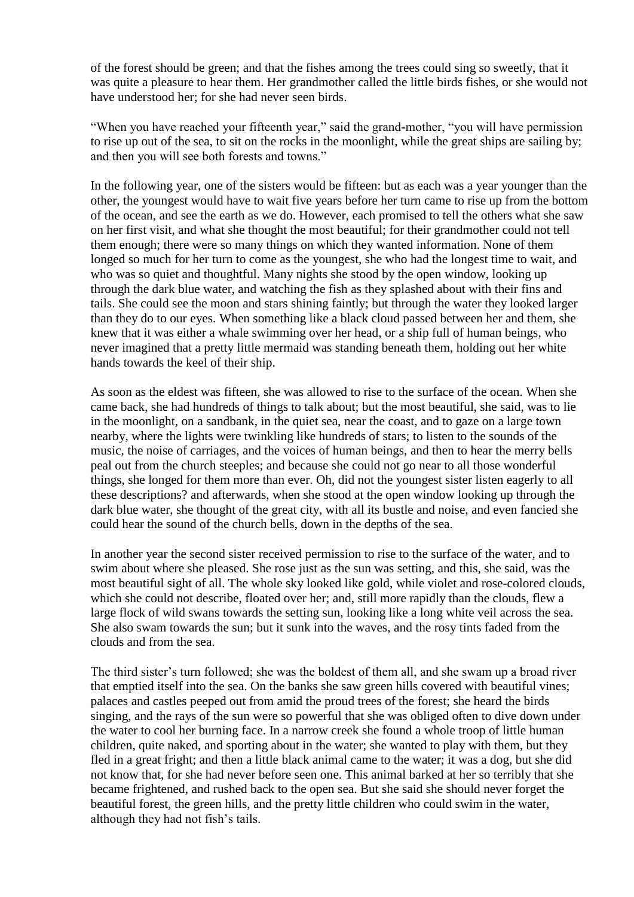of the forest should be green; and that the fishes among the trees could sing so sweetly, that it was quite a pleasure to hear them. Her grandmother called the little birds fishes, or she would not have understood her; for she had never seen birds.

"When you have reached your fifteenth year," said the grand-mother, "you will have permission to rise up out of the sea, to sit on the rocks in the moonlight, while the great ships are sailing by; and then you will see both forests and towns."

In the following year, one of the sisters would be fifteen: but as each was a year younger than the other, the youngest would have to wait five years before her turn came to rise up from the bottom of the ocean, and see the earth as we do. However, each promised to tell the others what she saw on her first visit, and what she thought the most beautiful; for their grandmother could not tell them enough; there were so many things on which they wanted information. None of them longed so much for her turn to come as the youngest, she who had the longest time to wait, and who was so quiet and thoughtful. Many nights she stood by the open window, looking up through the dark blue water, and watching the fish as they splashed about with their fins and tails. She could see the moon and stars shining faintly; but through the water they looked larger than they do to our eyes. When something like a black cloud passed between her and them, she knew that it was either a whale swimming over her head, or a ship full of human beings, who never imagined that a pretty little mermaid was standing beneath them, holding out her white hands towards the keel of their ship.

As soon as the eldest was fifteen, she was allowed to rise to the surface of the ocean. When she came back, she had hundreds of things to talk about; but the most beautiful, she said, was to lie in the moonlight, on a sandbank, in the quiet sea, near the coast, and to gaze on a large town nearby, where the lights were twinkling like hundreds of stars; to listen to the sounds of the music, the noise of carriages, and the voices of human beings, and then to hear the merry bells peal out from the church steeples; and because she could not go near to all those wonderful things, she longed for them more than ever. Oh, did not the youngest sister listen eagerly to all these descriptions? and afterwards, when she stood at the open window looking up through the dark blue water, she thought of the great city, with all its bustle and noise, and even fancied she could hear the sound of the church bells, down in the depths of the sea.

In another year the second sister received permission to rise to the surface of the water, and to swim about where she pleased. She rose just as the sun was setting, and this, she said, was the most beautiful sight of all. The whole sky looked like gold, while violet and rose-colored clouds, which she could not describe, floated over her; and, still more rapidly than the clouds, flew a large flock of wild swans towards the setting sun, looking like a long white veil across the sea. She also swam towards the sun; but it sunk into the waves, and the rosy tints faded from the clouds and from the sea.

The third sister's turn followed; she was the boldest of them all, and she swam up a broad river that emptied itself into the sea. On the banks she saw green hills covered with beautiful vines; palaces and castles peeped out from amid the proud trees of the forest; she heard the birds singing, and the rays of the sun were so powerful that she was obliged often to dive down under the water to cool her burning face. In a narrow creek she found a whole troop of little human children, quite naked, and sporting about in the water; she wanted to play with them, but they fled in a great fright; and then a little black animal came to the water; it was a dog, but she did not know that, for she had never before seen one. This animal barked at her so terribly that she became frightened, and rushed back to the open sea. But she said she should never forget the beautiful forest, the green hills, and the pretty little children who could swim in the water, although they had not fish's tails.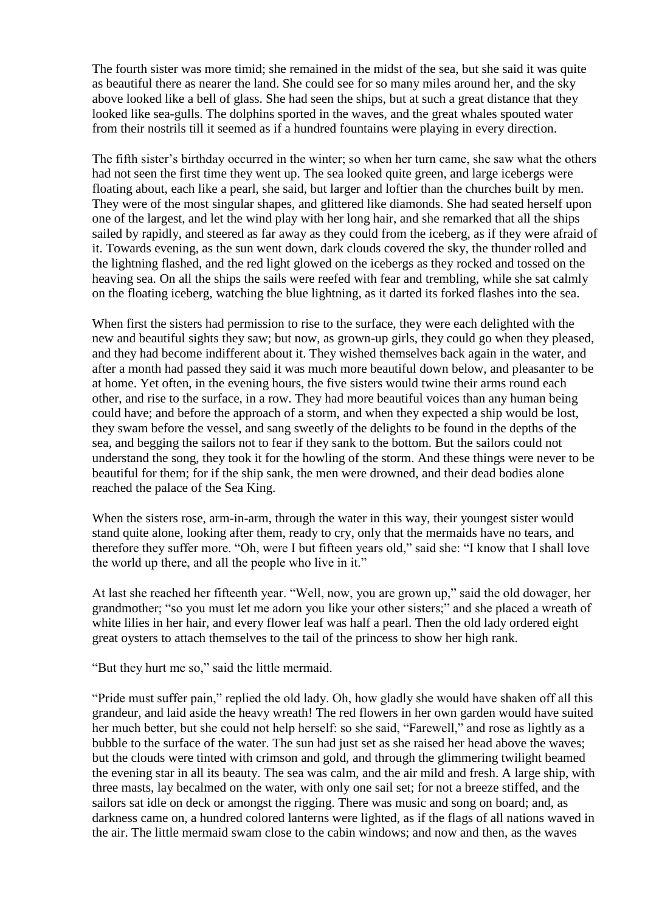The fourth sister was more timid; she remained in the midst of the sea, but she said it was quite as beautiful there as nearer the land. She could see for so many miles around her, and the sky above looked like a bell of glass. She had seen the ships, but at such a great distance that they looked like sea-gulls. The dolphins sported in the waves, and the great whales spouted water from their nostrils till it seemed as if a hundred fountains were playing in every direction.

The fifth sister's birthday occurred in the winter; so when her turn came, she saw what the others had not seen the first time they went up. The sea looked quite green, and large icebergs were floating about, each like a pearl, she said, but larger and loftier than the churches built by men. They were of the most singular shapes, and glittered like diamonds. She had seated herself upon one of the largest, and let the wind play with her long hair, and she remarked that all the ships sailed by rapidly, and steered as far away as they could from the iceberg, as if they were afraid of it. Towards evening, as the sun went down, dark clouds covered the sky, the thunder rolled and the lightning flashed, and the red light glowed on the icebergs as they rocked and tossed on the heaving sea. On all the ships the sails were reefed with fear and trembling, while she sat calmly on the floating iceberg, watching the blue lightning, as it darted its forked flashes into the sea.

When first the sisters had permission to rise to the surface, they were each delighted with the new and beautiful sights they saw; but now, as grown-up girls, they could go when they pleased, and they had become indifferent about it. They wished themselves back again in the water, and after a month had passed they said it was much more beautiful down below, and pleasanter to be at home. Yet often, in the evening hours, the five sisters would twine their arms round each other, and rise to the surface, in a row. They had more beautiful voices than any human being could have; and before the approach of a storm, and when they expected a ship would be lost, they swam before the vessel, and sang sweetly of the delights to be found in the depths of the sea, and begging the sailors not to fear if they sank to the bottom. But the sailors could not understand the song, they took it for the howling of the storm. And these things were never to be beautiful for them; for if the ship sank, the men were drowned, and their dead bodies alone reached the palace of the Sea King.

When the sisters rose, arm-in-arm, through the water in this way, their youngest sister would stand quite alone, looking after them, ready to cry, only that the mermaids have no tears, and therefore they suffer more. "Oh, were I but fifteen years old," said she: "I know that I shall love the world up there, and all the people who live in it."

At last she reached her fifteenth year. "Well, now, you are grown up," said the old dowager, her grandmother; "so you must let me adorn you like your other sisters;" and she placed a wreath of white lilies in her hair, and every flower leaf was half a pearl. Then the old lady ordered eight great oysters to attach themselves to the tail of the princess to show her high rank.

"But they hurt me so," said the little mermaid.

"Pride must suffer pain," replied the old lady. Oh, how gladly she would have shaken off all this grandeur, and laid aside the heavy wreath! The red flowers in her own garden would have suited her much better, but she could not help herself: so she said, "Farewell," and rose as lightly as a bubble to the surface of the water. The sun had just set as she raised her head above the waves; but the clouds were tinted with crimson and gold, and through the glimmering twilight beamed the evening star in all its beauty. The sea was calm, and the air mild and fresh. A large ship, with three masts, lay becalmed on the water, with only one sail set; for not a breeze stiffed, and the sailors sat idle on deck or amongst the rigging. There was music and song on board; and, as darkness came on, a hundred colored lanterns were lighted, as if the flags of all nations waved in the air. The little mermaid swam close to the cabin windows; and now and then, as the waves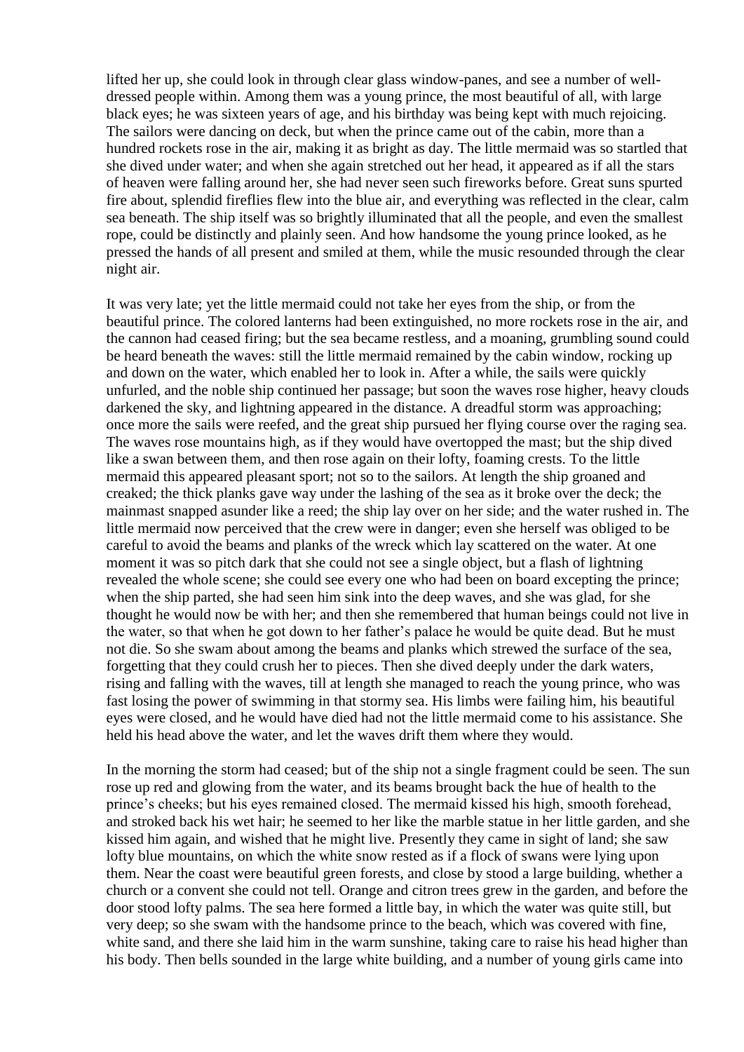lifted her up, she could look in through clear glass window-panes, and see a number of well-dressed people within. Among them was a young prince, the most beautiful of all, with large black eyes; he was sixteen years of age, and his birthday was being kept with much rejoicing. The sailors were dancing on deck, but when the prince came out of the cabin, more than a hundred rockets rose in the air, making it as bright as day. The little mermaid was so startled that she dived under water; and when she again stretched out her head, it appeared as if all the stars of heaven were falling around her, she had never seen such fireworks before. Great suns spurted fire about, splendid fireflies flew into the blue air, and everything was reflected in the clear, calm sea beneath. The ship itself was so brightly illuminated that all the people, and even the smallest rope, could be distinctly and plainly seen. And how handsome the young prince looked, as he pressed the hands of all present and smiled at them, while the music resounded through the clear night air.

It was very late; yet the little mermaid could not take her eyes from the ship, or from the beautiful prince. The colored lanterns had been extinguished, no more rockets rose in the air, and the cannon had ceased firing; but the sea became restless, and a moaning, grumbling sound could be heard beneath the waves: still the little mermaid remained by the cabin window, rocking up and down on the water, which enabled her to look in. After a while, the sails were quickly unfurled, and the noble ship continued her passage; but soon the waves rose higher, heavy clouds darkened the sky, and lightning appeared in the distance. A dreadful storm was approaching; once more the sails were reefed, and the great ship pursued her flying course over the raging sea. The waves rose mountains high, as if they would have overtopped the mast; but the ship dived like a swan between them, and then rose again on their lofty, foaming crests. To the little mermaid this appeared pleasant sport; not so to the sailors. At length the ship groaned and creaked; the thick planks gave way under the lashing of the sea as it broke over the deck; the mainmast snapped asunder like a reed; the ship lay over on her side; and the water rushed in. The little mermaid now perceived that the crew were in danger; even she herself was obliged to be careful to avoid the beams and planks of the wreck which lay scattered on the water. At one moment it was so pitch dark that she could not see a single object, but a flash of lightning revealed the whole scene; she could see every one who had been on board excepting the prince; when the ship parted, she had seen him sink into the deep waves, and she was glad, for she thought he would now be with her; and then she remembered that human beings could not live in the water, so that when he got down to her father's palace he would be quite dead. But he must not die. So she swam about among the beams and planks which strewed the surface of the sea, forgetting that they could crush her to pieces. Then she dived deeply under the dark waters, rising and falling with the waves, till at length she managed to reach the young prince, who was fast losing the power of swimming in that stormy sea. His limbs were failing him, his beautiful eyes were closed, and he would have died had not the little mermaid come to his assistance. She held his head above the water, and let the waves drift them where they would.

In the morning the storm had ceased; but of the ship not a single fragment could be seen. The sun rose up red and glowing from the water, and its beams brought back the hue of health to the prince's cheeks; but his eyes remained closed. The mermaid kissed his high, smooth forehead, and stroked back his wet hair; he seemed to her like the marble statue in her little garden, and she kissed him again, and wished that he might live. Presently they came in sight of land; she saw lofty blue mountains, on which the white snow rested as if a flock of swans were lying upon them. Near the coast were beautiful green forests, and close by stood a large building, whether a church or a convent she could not tell. Orange and citron trees grew in the garden, and before the door stood lofty palms. The sea here formed a little bay, in which the water was quite still, but very deep; so she swam with the handsome prince to the beach, which was covered with fine, white sand, and there she laid him in the warm sunshine, taking care to raise his head higher than his body. Then bells sounded in the large white building, and a number of young girls came into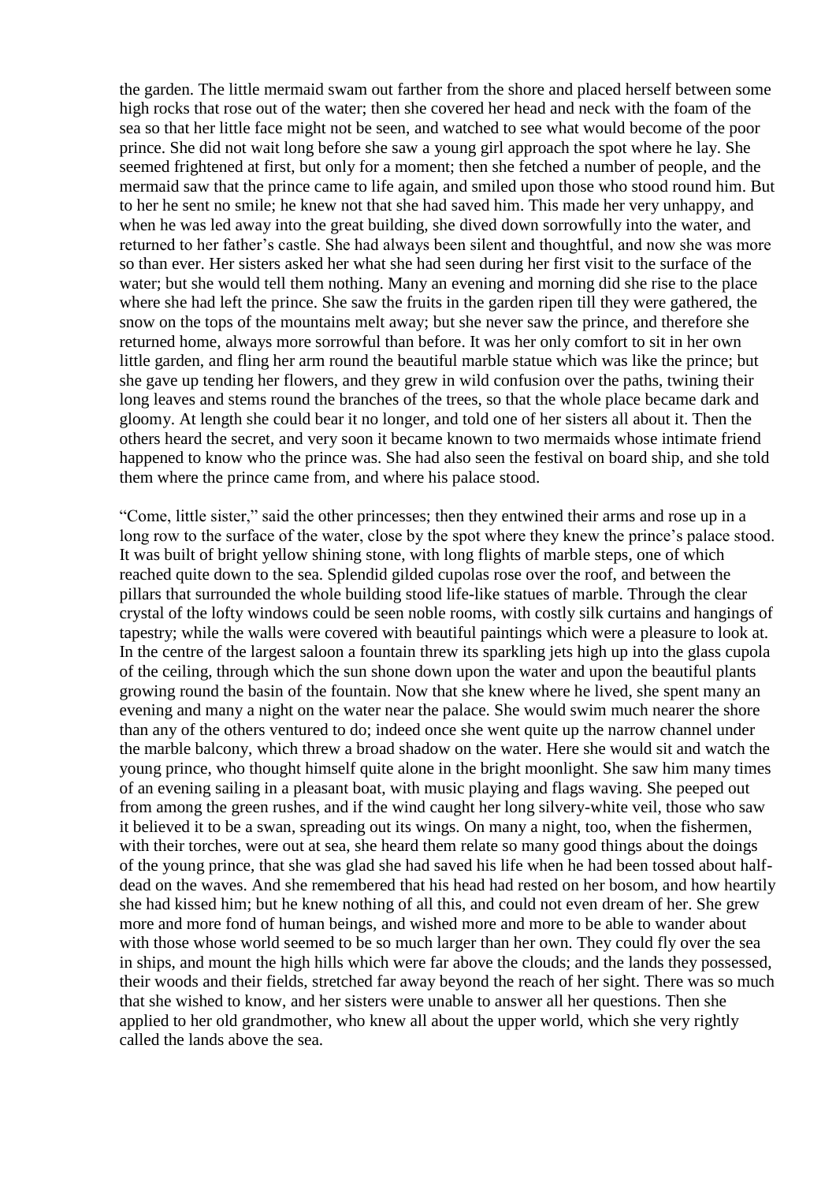the garden. The little mermaid swam out farther from the shore and placed herself between some high rocks that rose out of the water; then she covered her head and neck with the foam of the sea so that her little face might not be seen, and watched to see what would become of the poor prince. She did not wait long before she saw a young girl approach the spot where he lay. She seemed frightened at first, but only for a moment; then she fetched a number of people, and the mermaid saw that the prince came to life again, and smiled upon those who stood round him. But to her he sent no smile; he knew not that she had saved him. This made her very unhappy, and when he was led away into the great building, she dived down sorrowfully into the water, and returned to her father's castle. She had always been silent and thoughtful, and now she was more so than ever. Her sisters asked her what she had seen during her first visit to the surface of the water; but she would tell them nothing. Many an evening and morning did she rise to the place where she had left the prince. She saw the fruits in the garden ripen till they were gathered, the snow on the tops of the mountains melt away; but she never saw the prince, and therefore she returned home, always more sorrowful than before. It was her only comfort to sit in her own little garden, and fling her arm round the beautiful marble statue which was like the prince; but she gave up tending her flowers, and they grew in wild confusion over the paths, twining their long leaves and stems round the branches of the trees, so that the whole place became dark and gloomy. At length she could bear it no longer, and told one of her sisters all about it. Then the others heard the secret, and very soon it became known to two mermaids whose intimate friend happened to know who the prince was. She had also seen the festival on board ship, and she told them where the prince came from, and where his palace stood.

"Come, little sister," said the other princesses; then they entwined their arms and rose up in a long row to the surface of the water, close by the spot where they knew the prince's palace stood. It was built of bright yellow shining stone, with long flights of marble steps, one of which reached quite down to the sea. Splendid gilded cupolas rose over the roof, and between the pillars that surrounded the whole building stood life-like statues of marble. Through the clear crystal of the lofty windows could be seen noble rooms, with costly silk curtains and hangings of tapestry; while the walls were covered with beautiful paintings which were a pleasure to look at. In the centre of the largest saloon a fountain threw its sparkling jets high up into the glass cupola of the ceiling, through which the sun shone down upon the water and upon the beautiful plants growing round the basin of the fountain. Now that she knew where he lived, she spent many an evening and many a night on the water near the palace. She would swim much nearer the shore than any of the others ventured to do; indeed once she went quite up the narrow channel under the marble balcony, which threw a broad shadow on the water. Here she would sit and watch the young prince, who thought himself quite alone in the bright moonlight. She saw him many times of an evening sailing in a pleasant boat, with music playing and flags waving. She peeped out from among the green rushes, and if the wind caught her long silvery-white veil, those who saw it believed it to be a swan, spreading out its wings. On many a night, too, when the fishermen, with their torches, were out at sea, she heard them relate so many good things about the doings of the young prince, that she was glad she had saved his life when he had been tossed about half-dead on the waves. And she remembered that his head had rested on her bosom, and how heartily she had kissed him; but he knew nothing of all this, and could not even dream of her. She grew more and more fond of human beings, and wished more and more to be able to wander about with those whose world seemed to be so much larger than her own. They could fly over the sea in ships, and mount the high hills which were far above the clouds; and the lands they possessed, their woods and their fields, stretched far away beyond the reach of her sight. There was so much that she wished to know, and her sisters were unable to answer all her questions. Then she applied to her old grandmother, who knew all about the upper world, which she very rightly called the lands above the sea.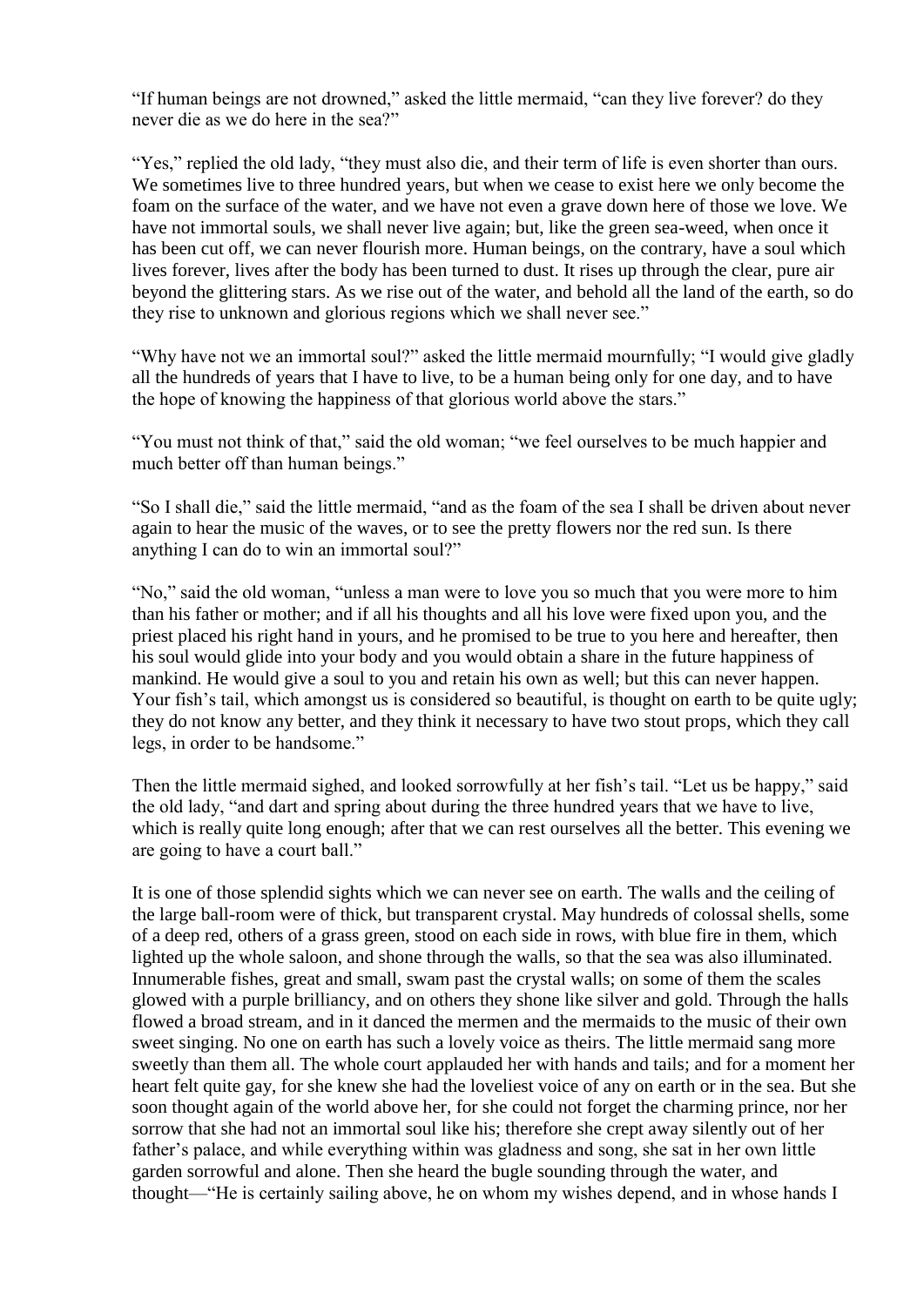"If human beings are not drowned," asked the little mermaid, "can they live forever? do they never die as we do here in the sea?"

"Yes," replied the old lady, "they must also die, and their term of life is even shorter than ours. We sometimes live to three hundred years, but when we cease to exist here we only become the foam on the surface of the water, and we have not even a grave down here of those we love. We have not immortal souls, we shall never live again; but, like the green sea-weed, when once it has been cut off, we can never flourish more. Human beings, on the contrary, have a soul which lives forever, lives after the body has been turned to dust. It rises up through the clear, pure air beyond the glittering stars. As we rise out of the water, and behold all the land of the earth, so do they rise to unknown and glorious regions which we shall never see."

"Why have not we an immortal soul?" asked the little mermaid mournfully; "I would give gladly all the hundreds of years that I have to live, to be a human being only for one day, and to have the hope of knowing the happiness of that glorious world above the stars."

"You must not think of that," said the old woman; "we feel ourselves to be much happier and much better off than human beings."

"So I shall die," said the little mermaid, "and as the foam of the sea I shall be driven about never again to hear the music of the waves, or to see the pretty flowers nor the red sun. Is there anything I can do to win an immortal soul?"

"No," said the old woman, "unless a man were to love you so much that you were more to him than his father or mother; and if all his thoughts and all his love were fixed upon you, and the priest placed his right hand in yours, and he promised to be true to you here and hereafter, then his soul would glide into your body and you would obtain a share in the future happiness of mankind. He would give a soul to you and retain his own as well; but this can never happen. Your fish's tail, which amongst us is considered so beautiful, is thought on earth to be quite ugly; they do not know any better, and they think it necessary to have two stout props, which they call legs, in order to be handsome."

Then the little mermaid sighed, and looked sorrowfully at her fish's tail. "Let us be happy," said the old lady, "and dart and spring about during the three hundred years that we have to live, which is really quite long enough; after that we can rest ourselves all the better. This evening we are going to have a court ball."

It is one of those splendid sights which we can never see on earth. The walls and the ceiling of the large ball-room were of thick, but transparent crystal. May hundreds of colossal shells, some of a deep red, others of a grass green, stood on each side in rows, with blue fire in them, which lighted up the whole saloon, and shone through the walls, so that the sea was also illuminated. Innumerable fishes, great and small, swam past the crystal walls; on some of them the scales glowed with a purple brilliancy, and on others they shone like silver and gold. Through the halls flowed a broad stream, and in it danced the mermen and the mermaids to the music of their own sweet singing. No one on earth has such a lovely voice as theirs. The little mermaid sang more sweetly than them all. The whole court applauded her with hands and tails; and for a moment her heart felt quite gay, for she knew she had the loveliest voice of any on earth or in the sea. But she soon thought again of the world above her, for she could not forget the charming prince, nor her sorrow that she had not an immortal soul like his; therefore she crept away silently out of her father's palace, and while everything within was gladness and song, she sat in her own little garden sorrowful and alone. Then she heard the bugle sounding through the water, and thought—"He is certainly sailing above, he on whom my wishes depend, and in whose hands I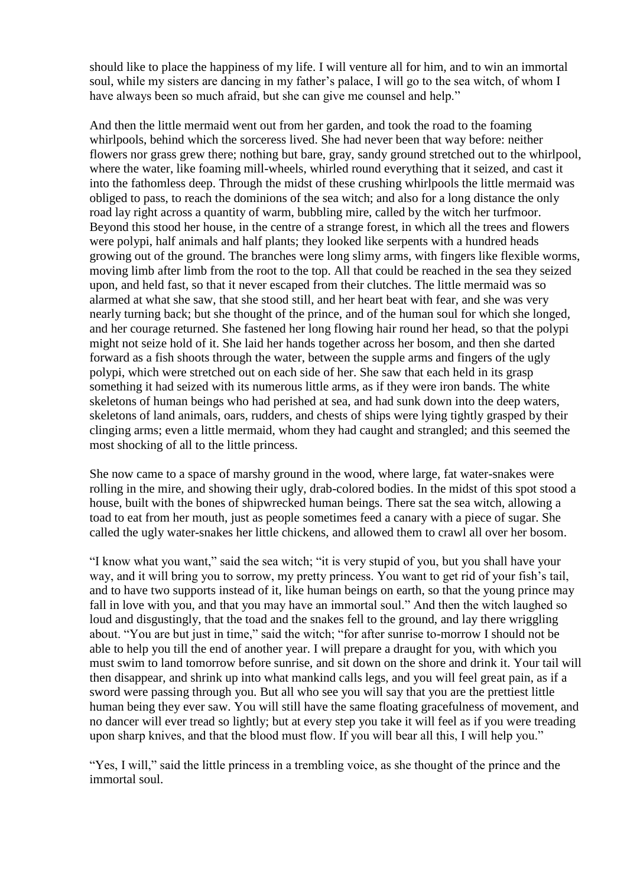should like to place the happiness of my life. I will venture all for him, and to win an immortal soul, while my sisters are dancing in my father's palace, I will go to the sea witch, of whom I have always been so much afraid, but she can give me counsel and help."

And then the little mermaid went out from her garden, and took the road to the foaming whirlpools, behind which the sorceress lived. She had never been that way before: neither flowers nor grass grew there; nothing but bare, gray, sandy ground stretched out to the whirlpool, where the water, like foaming mill-wheels, whirled round everything that it seized, and cast it into the fathomless deep. Through the midst of these crushing whirlpools the little mermaid was obliged to pass, to reach the dominions of the sea witch; and also for a long distance the only road lay right across a quantity of warm, bubbling mire, called by the witch her turfmoor. Beyond this stood her house, in the centre of a strange forest, in which all the trees and flowers were polypi, half animals and half plants; they looked like serpents with a hundred heads growing out of the ground. The branches were long slimy arms, with fingers like flexible worms, moving limb after limb from the root to the top. All that could be reached in the sea they seized upon, and held fast, so that it never escaped from their clutches. The little mermaid was so alarmed at what she saw, that she stood still, and her heart beat with fear, and she was very nearly turning back; but she thought of the prince, and of the human soul for which she longed, and her courage returned. She fastened her long flowing hair round her head, so that the polypi might not seize hold of it. She laid her hands together across her bosom, and then she darted forward as a fish shoots through the water, between the supple arms and fingers of the ugly polypi, which were stretched out on each side of her. She saw that each held in its grasp something it had seized with its numerous little arms, as if they were iron bands. The white skeletons of human beings who had perished at sea, and had sunk down into the deep waters, skeletons of land animals, oars, rudders, and chests of ships were lying tightly grasped by their clinging arms; even a little mermaid, whom they had caught and strangled; and this seemed the most shocking of all to the little princess.

She now came to a space of marshy ground in the wood, where large, fat water-snakes were rolling in the mire, and showing their ugly, drab-colored bodies. In the midst of this spot stood a house, built with the bones of shipwrecked human beings. There sat the sea witch, allowing a toad to eat from her mouth, just as people sometimes feed a canary with a piece of sugar. She called the ugly water-snakes her little chickens, and allowed them to crawl all over her bosom.

"I know what you want," said the sea witch; "it is very stupid of you, but you shall have your way, and it will bring you to sorrow, my pretty princess. You want to get rid of your fish's tail, and to have two supports instead of it, like human beings on earth, so that the young prince may fall in love with you, and that you may have an immortal soul." And then the witch laughed so loud and disgustingly, that the toad and the snakes fell to the ground, and lay there wriggling about. "You are but just in time," said the witch; "for after sunrise to-morrow I should not be able to help you till the end of another year. I will prepare a draught for you, with which you must swim to land tomorrow before sunrise, and sit down on the shore and drink it. Your tail will then disappear, and shrink up into what mankind calls legs, and you will feel great pain, as if a sword were passing through you. But all who see you will say that you are the prettiest little human being they ever saw. You will still have the same floating gracefulness of movement, and no dancer will ever tread so lightly; but at every step you take it will feel as if you were treading upon sharp knives, and that the blood must flow. If you will bear all this, I will help you."

"Yes, I will," said the little princess in a trembling voice, as she thought of the prince and the immortal soul.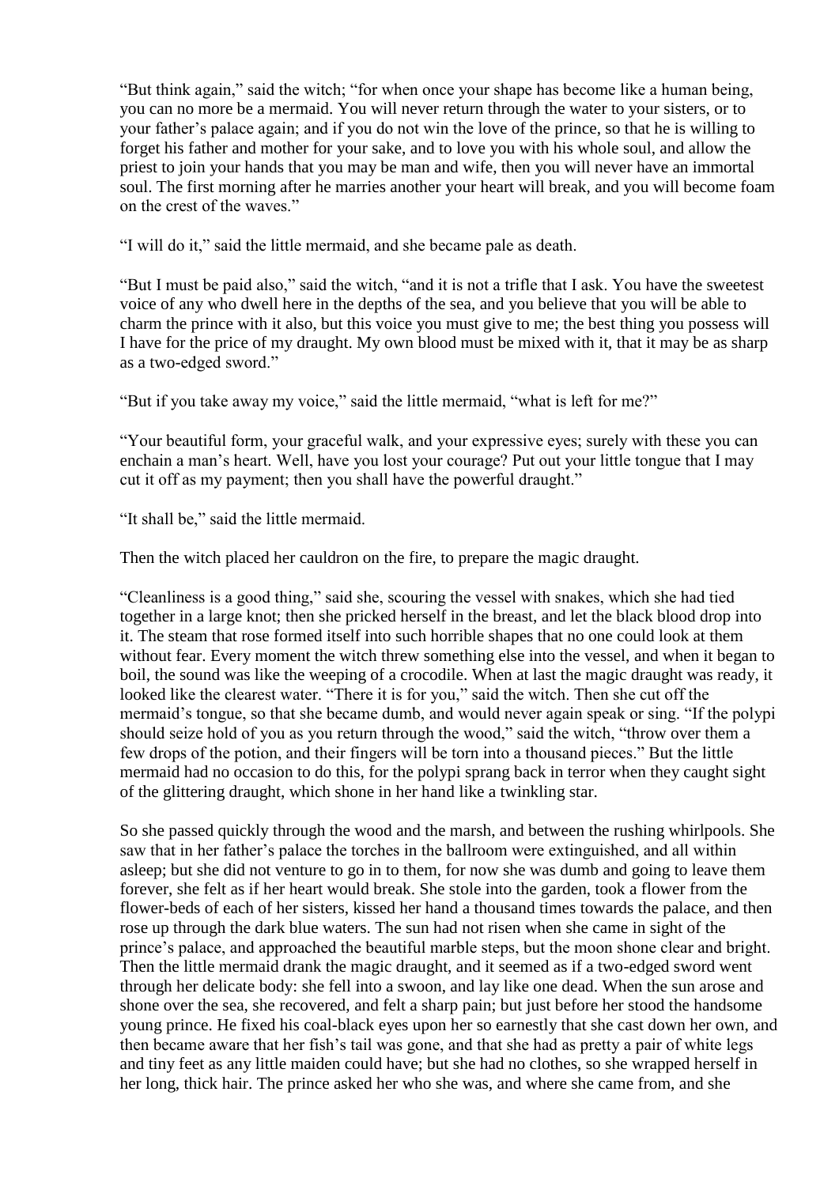"But think again," said the witch; "for when once your shape has become like a human being, you can no more be a mermaid. You will never return through the water to your sisters, or to your father's palace again; and if you do not win the love of the prince, so that he is willing to forget his father and mother for your sake, and to love you with his whole soul, and allow the priest to join your hands that you may be man and wife, then you will never have an immortal soul. The first morning after he marries another your heart will break, and you will become foam on the crest of the waves."

"I will do it," said the little mermaid, and she became pale as death.

"But I must be paid also," said the witch, "and it is not a trifle that I ask. You have the sweetest voice of any who dwell here in the depths of the sea, and you believe that you will be able to charm the prince with it also, but this voice you must give to me; the best thing you possess will I have for the price of my draught. My own blood must be mixed with it, that it may be as sharp as a two-edged sword."

"But if you take away my voice," said the little mermaid, "what is left for me?"

"Your beautiful form, your graceful walk, and your expressive eyes; surely with these you can enchain a man's heart. Well, have you lost your courage? Put out your little tongue that I may cut it off as my payment; then you shall have the powerful draught."

"It shall be," said the little mermaid.

Then the witch placed her cauldron on the fire, to prepare the magic draught.

"Cleanliness is a good thing," said she, scouring the vessel with snakes, which she had tied together in a large knot; then she pricked herself in the breast, and let the black blood drop into it. The steam that rose formed itself into such horrible shapes that no one could look at them without fear. Every moment the witch threw something else into the vessel, and when it began to boil, the sound was like the weeping of a crocodile. When at last the magic draught was ready, it looked like the clearest water. "There it is for you," said the witch. Then she cut off the mermaid's tongue, so that she became dumb, and would never again speak or sing. "If the polypi should seize hold of you as you return through the wood," said the witch, "throw over them a few drops of the potion, and their fingers will be torn into a thousand pieces." But the little mermaid had no occasion to do this, for the polypi sprang back in terror when they caught sight of the glittering draught, which shone in her hand like a twinkling star.

So she passed quickly through the wood and the marsh, and between the rushing whirlpools. She saw that in her father's palace the torches in the ballroom were extinguished, and all within asleep; but she did not venture to go in to them, for now she was dumb and going to leave them forever, she felt as if her heart would break. She stole into the garden, took a flower from the flower-beds of each of her sisters, kissed her hand a thousand times towards the palace, and then rose up through the dark blue waters. The sun had not risen when she came in sight of the prince's palace, and approached the beautiful marble steps, but the moon shone clear and bright. Then the little mermaid drank the magic draught, and it seemed as if a two-edged sword went through her delicate body: she fell into a swoon, and lay like one dead. When the sun arose and shone over the sea, she recovered, and felt a sharp pain; but just before her stood the handsome young prince. He fixed his coal-black eyes upon her so earnestly that she cast down her own, and then became aware that her fish's tail was gone, and that she had as pretty a pair of white legs and tiny feet as any little maiden could have; but she had no clothes, so she wrapped herself in her long, thick hair. The prince asked her who she was, and where she came from, and she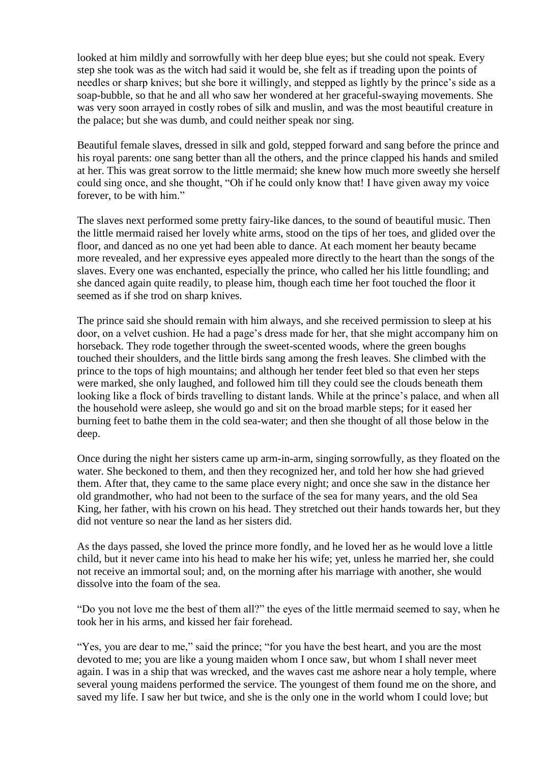looked at him mildly and sorrowfully with her deep blue eyes; but she could not speak. Every step she took was as the witch had said it would be, she felt as if treading upon the points of needles or sharp knives; but she bore it willingly, and stepped as lightly by the prince's side as a soap-bubble, so that he and all who saw her wondered at her graceful-swaying movements. She was very soon arrayed in costly robes of silk and muslin, and was the most beautiful creature in the palace; but she was dumb, and could neither speak nor sing.

Beautiful female slaves, dressed in silk and gold, stepped forward and sang before the prince and his royal parents: one sang better than all the others, and the prince clapped his hands and smiled at her. This was great sorrow to the little mermaid; she knew how much more sweetly she herself could sing once, and she thought, "Oh if he could only know that! I have given away my voice forever, to be with him."

The slaves next performed some pretty fairy-like dances, to the sound of beautiful music. Then the little mermaid raised her lovely white arms, stood on the tips of her toes, and glided over the floor, and danced as no one yet had been able to dance. At each moment her beauty became more revealed, and her expressive eyes appealed more directly to the heart than the songs of the slaves. Every one was enchanted, especially the prince, who called her his little foundling; and she danced again quite readily, to please him, though each time her foot touched the floor it seemed as if she trod on sharp knives.

The prince said she should remain with him always, and she received permission to sleep at his door, on a velvet cushion. He had a page's dress made for her, that she might accompany him on horseback. They rode together through the sweet-scented woods, where the green boughs touched their shoulders, and the little birds sang among the fresh leaves. She climbed with the prince to the tops of high mountains; and although her tender feet bled so that even her steps were marked, she only laughed, and followed him till they could see the clouds beneath them looking like a flock of birds travelling to distant lands. While at the prince's palace, and when all the household were asleep, she would go and sit on the broad marble steps; for it eased her burning feet to bathe them in the cold sea-water; and then she thought of all those below in the deep.

Once during the night her sisters came up arm-in-arm, singing sorrowfully, as they floated on the water. She beckoned to them, and then they recognized her, and told her how she had grieved them. After that, they came to the same place every night; and once she saw in the distance her old grandmother, who had not been to the surface of the sea for many years, and the old Sea King, her father, with his crown on his head. They stretched out their hands towards her, but they did not venture so near the land as her sisters did.

As the days passed, she loved the prince more fondly, and he loved her as he would love a little child, but it never came into his head to make her his wife; yet, unless he married her, she could not receive an immortal soul; and, on the morning after his marriage with another, she would dissolve into the foam of the sea.

"Do you not love me the best of them all?" the eyes of the little mermaid seemed to say, when he took her in his arms, and kissed her fair forehead.

"Yes, you are dear to me," said the prince; "for you have the best heart, and you are the most devoted to me; you are like a young maiden whom I once saw, but whom I shall never meet again. I was in a ship that was wrecked, and the waves cast me ashore near a holy temple, where several young maidens performed the service. The youngest of them found me on the shore, and saved my life. I saw her but twice, and she is the only one in the world whom I could love; but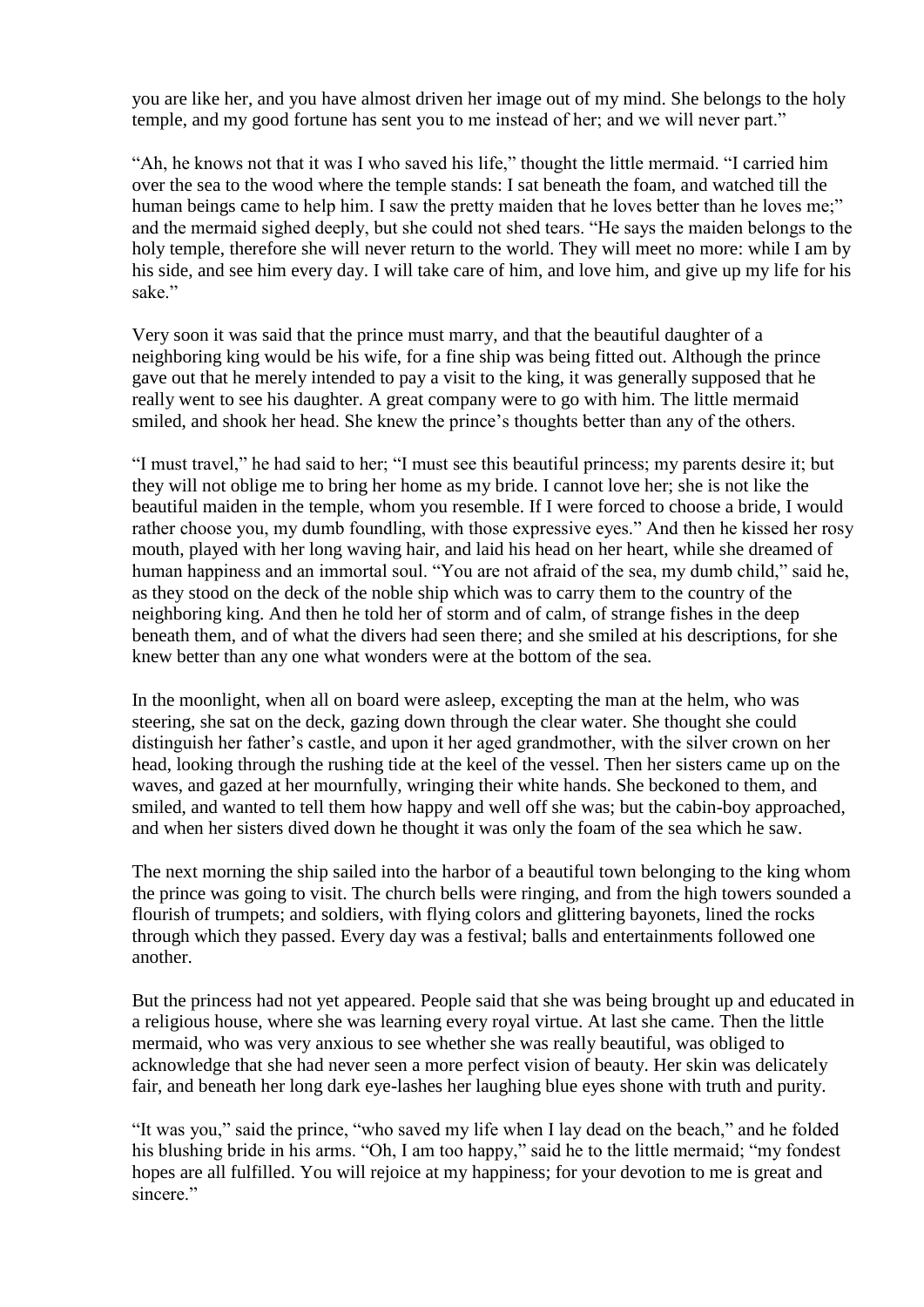you are like her, and you have almost driven her image out of my mind. She belongs to the holy temple, and my good fortune has sent you to me instead of her; and we will never part."

"Ah, he knows not that it was I who saved his life," thought the little mermaid. "I carried him over the sea to the wood where the temple stands: I sat beneath the foam, and watched till the human beings came to help him. I saw the pretty maiden that he loves better than he loves me;" and the mermaid sighed deeply, but she could not shed tears. "He says the maiden belongs to the holy temple, therefore she will never return to the world. They will meet no more: while I am by his side, and see him every day. I will take care of him, and love him, and give up my life for his sake."

Very soon it was said that the prince must marry, and that the beautiful daughter of a neighboring king would be his wife, for a fine ship was being fitted out. Although the prince gave out that he merely intended to pay a visit to the king, it was generally supposed that he really went to see his daughter. A great company were to go with him. The little mermaid smiled, and shook her head. She knew the prince's thoughts better than any of the others.

"I must travel," he had said to her; "I must see this beautiful princess; my parents desire it; but they will not oblige me to bring her home as my bride. I cannot love her; she is not like the beautiful maiden in the temple, whom you resemble. If I were forced to choose a bride, I would rather choose you, my dumb foundling, with those expressive eyes." And then he kissed her rosy mouth, played with her long waving hair, and laid his head on her heart, while she dreamed of human happiness and an immortal soul. "You are not afraid of the sea, my dumb child," said he, as they stood on the deck of the noble ship which was to carry them to the country of the neighboring king. And then he told her of storm and of calm, of strange fishes in the deep beneath them, and of what the divers had seen there; and she smiled at his descriptions, for she knew better than any one what wonders were at the bottom of the sea.

In the moonlight, when all on board were asleep, excepting the man at the helm, who was steering, she sat on the deck, gazing down through the clear water. She thought she could distinguish her father's castle, and upon it her aged grandmother, with the silver crown on her head, looking through the rushing tide at the keel of the vessel. Then her sisters came up on the waves, and gazed at her mournfully, wringing their white hands. She beckoned to them, and smiled, and wanted to tell them how happy and well off she was; but the cabin-boy approached, and when her sisters dived down he thought it was only the foam of the sea which he saw.

The next morning the ship sailed into the harbor of a beautiful town belonging to the king whom the prince was going to visit. The church bells were ringing, and from the high towers sounded a flourish of trumpets; and soldiers, with flying colors and glittering bayonets, lined the rocks through which they passed. Every day was a festival; balls and entertainments followed one another.

But the princess had not yet appeared. People said that she was being brought up and educated in a religious house, where she was learning every royal virtue. At last she came. Then the little mermaid, who was very anxious to see whether she was really beautiful, was obliged to acknowledge that she had never seen a more perfect vision of beauty. Her skin was delicately fair, and beneath her long dark eye-lashes her laughing blue eyes shone with truth and purity.

"It was you," said the prince, "who saved my life when I lay dead on the beach," and he folded his blushing bride in his arms. "Oh, I am too happy," said he to the little mermaid; "my fondest hopes are all fulfilled. You will rejoice at my happiness; for your devotion to me is great and sincere."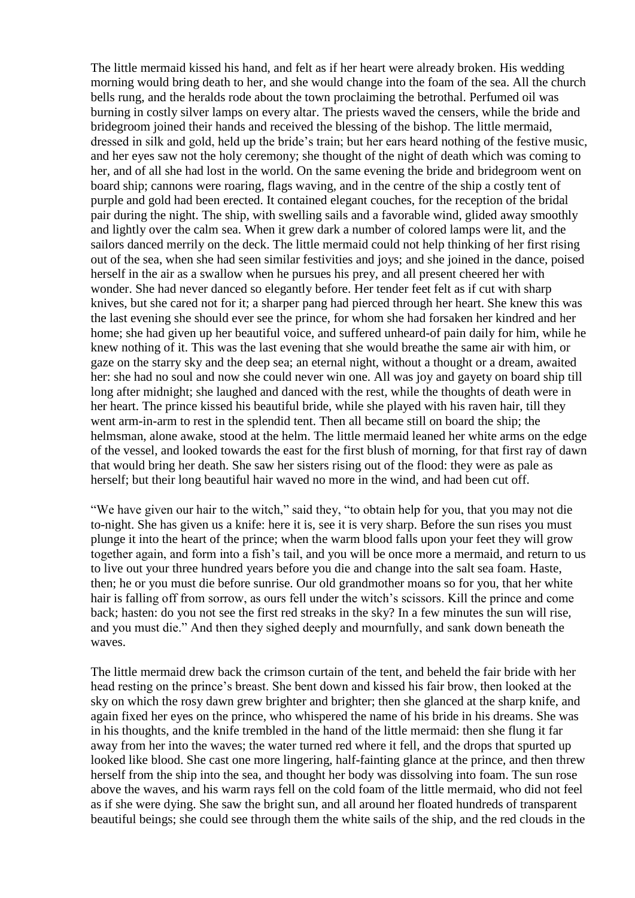The little mermaid kissed his hand, and felt as if her heart were already broken. His wedding morning would bring death to her, and she would change into the foam of the sea. All the church bells rung, and the heralds rode about the town proclaiming the betrothal. Perfumed oil was burning in costly silver lamps on every altar. The priests waved the censers, while the bride and bridegroom joined their hands and received the blessing of the bishop. The little mermaid, dressed in silk and gold, held up the bride's train; but her ears heard nothing of the festive music, and her eyes saw not the holy ceremony; she thought of the night of death which was coming to her, and of all she had lost in the world. On the same evening the bride and bridegroom went on board ship; cannons were roaring, flags waving, and in the centre of the ship a costly tent of purple and gold had been erected. It contained elegant couches, for the reception of the bridal pair during the night. The ship, with swelling sails and a favorable wind, glided away smoothly and lightly over the calm sea. When it grew dark a number of colored lamps were lit, and the sailors danced merrily on the deck. The little mermaid could not help thinking of her first rising out of the sea, when she had seen similar festivities and joys; and she joined in the dance, poised herself in the air as a swallow when he pursues his prey, and all present cheered her with wonder. She had never danced so elegantly before. Her tender feet felt as if cut with sharp knives, but she cared not for it; a sharper pang had pierced through her heart. She knew this was the last evening she should ever see the prince, for whom she had forsaken her kindred and her home; she had given up her beautiful voice, and suffered unheard-of pain daily for him, while he knew nothing of it. This was the last evening that she would breathe the same air with him, or gaze on the starry sky and the deep sea; an eternal night, without a thought or a dream, awaited her: she had no soul and now she could never win one. All was joy and gayety on board ship till long after midnight; she laughed and danced with the rest, while the thoughts of death were in her heart. The prince kissed his beautiful bride, while she played with his raven hair, till they went arm-in-arm to rest in the splendid tent. Then all became still on board the ship; the helmsman, alone awake, stood at the helm. The little mermaid leaned her white arms on the edge of the vessel, and looked towards the east for the first blush of morning, for that first ray of dawn that would bring her death. She saw her sisters rising out of the flood: they were as pale as herself; but their long beautiful hair waved no more in the wind, and had been cut off.

"We have given our hair to the witch," said they, "to obtain help for you, that you may not die to-night. She has given us a knife: here it is, see it is very sharp. Before the sun rises you must plunge it into the heart of the prince; when the warm blood falls upon your feet they will grow together again, and form into a fish's tail, and you will be once more a mermaid, and return to us to live out your three hundred years before you die and change into the salt sea foam. Haste, then; he or you must die before sunrise. Our old grandmother moans so for you, that her white hair is falling off from sorrow, as ours fell under the witch's scissors. Kill the prince and come back; hasten: do you not see the first red streaks in the sky? In a few minutes the sun will rise, and you must die." And then they sighed deeply and mournfully, and sank down beneath the waves.

The little mermaid drew back the crimson curtain of the tent, and beheld the fair bride with her head resting on the prince's breast. She bent down and kissed his fair brow, then looked at the sky on which the rosy dawn grew brighter and brighter; then she glanced at the sharp knife, and again fixed her eyes on the prince, who whispered the name of his bride in his dreams. She was in his thoughts, and the knife trembled in the hand of the little mermaid: then she flung it far away from her into the waves; the water turned red where it fell, and the drops that spurted up looked like blood. She cast one more lingering, half-fainting glance at the prince, and then threw herself from the ship into the sea, and thought her body was dissolving into foam. The sun rose above the waves, and his warm rays fell on the cold foam of the little mermaid, who did not feel as if she were dying. She saw the bright sun, and all around her floated hundreds of transparent beautiful beings; she could see through them the white sails of the ship, and the red clouds in the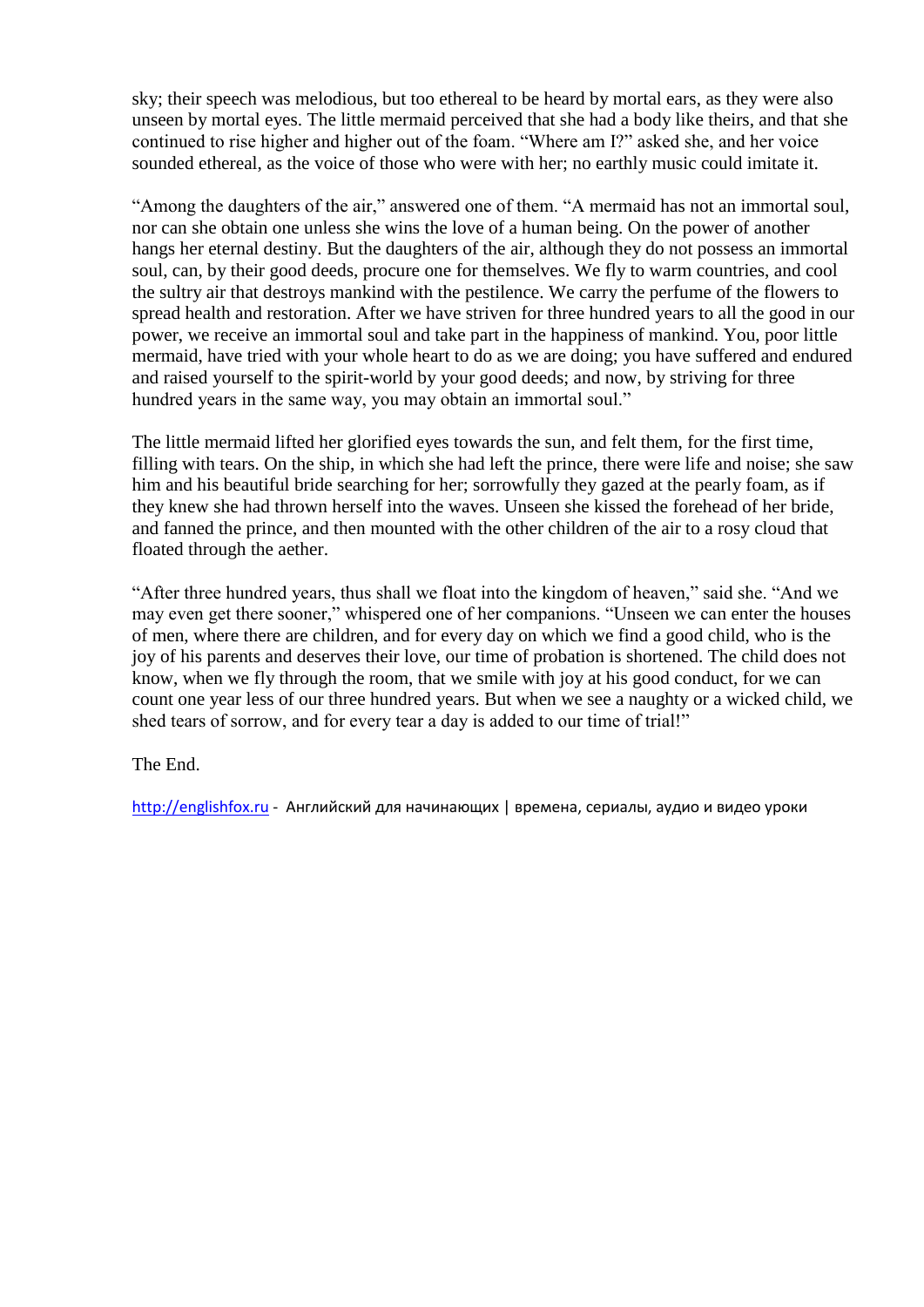sky; their speech was melodious, but too ethereal to be heard by mortal ears, as they were also unseen by mortal eyes. The little mermaid perceived that she had a body like theirs, and that she continued to rise higher and higher out of the foam. “Where am I?” asked she, and her voice sounded ethereal, as the voice of those who were with her; no earthly music could imitate it.

“Among the daughters of the air,” answered one of them. “A mermaid has not an immortal soul, nor can she obtain one unless she wins the love of a human being. On the power of another hangs her eternal destiny. But the daughters of the air, although they do not possess an immortal soul, can, by their good deeds, procure one for themselves. We fly to warm countries, and cool the sultry air that destroys mankind with the pestilence. We carry the perfume of the flowers to spread health and restoration. After we have striven for three hundred years to all the good in our power, we receive an immortal soul and take part in the happiness of mankind. You, poor little mermaid, have tried with your whole heart to do as we are doing; you have suffered and endured and raised yourself to the spirit-world by your good deeds; and now, by striving for three hundred years in the same way, you may obtain an immortal soul.”

The little mermaid lifted her glorified eyes towards the sun, and felt them, for the first time, filling with tears. On the ship, in which she had left the prince, there were life and noise; she saw him and his beautiful bride searching for her; sorrowfully they gazed at the pearly foam, as if they knew she had thrown herself into the waves. Unseen she kissed the forehead of her bride, and fanned the prince, and then mounted with the other children of the air to a rosy cloud that floated through the aether.

“After three hundred years, thus shall we float into the kingdom of heaven,” said she. “And we may even get there sooner,” whispered one of her companions. “Unseen we can enter the houses of men, where there are children, and for every day on which we find a good child, who is the joy of his parents and deserves their love, our time of probation is shortened. The child does not know, when we fly through the room, that we smile with joy at his good conduct, for we can count one year less of our three hundred years. But when we see a naughty or a wicked child, we shed tears of sorrow, and for every tear a day is added to our time of trial!”

The End.

http://englishfox.ru - Английский для начинающих | времена, сериалы, аудио и видео уроки